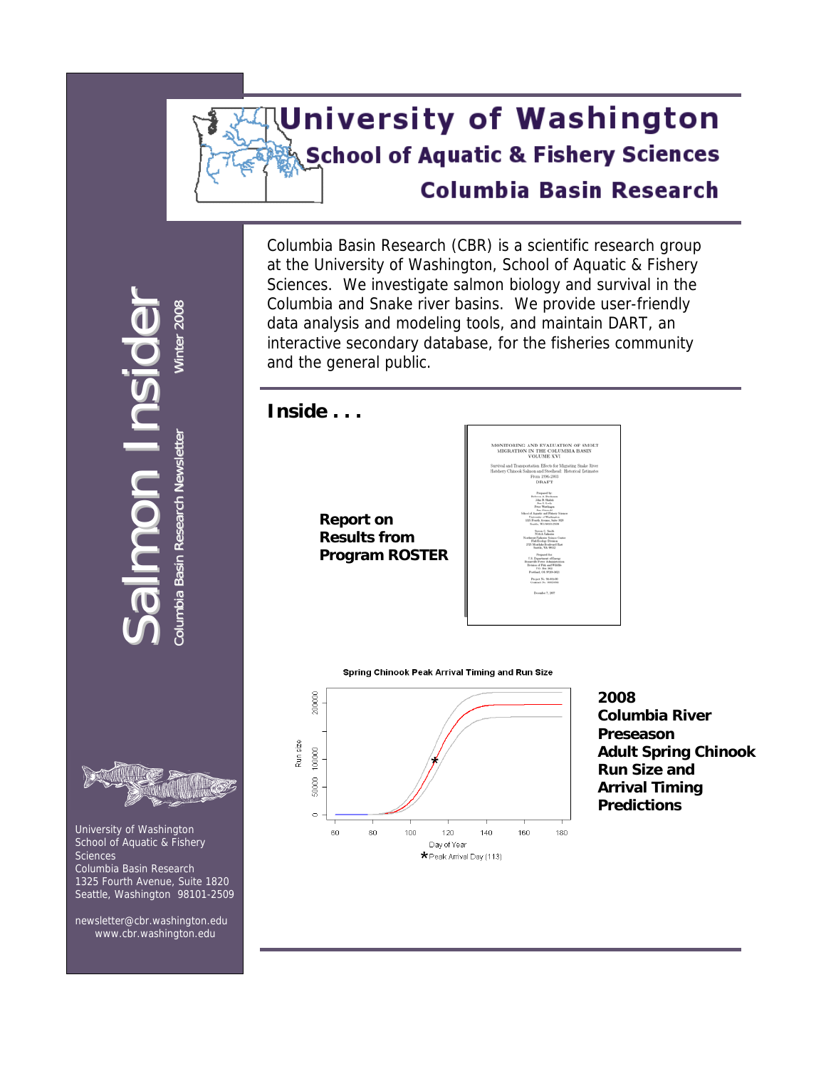# University of Washington

## School of Aquatic & Fishery Sciences

## Columbia Basin Research

# Salmon Insider

Columbia Basin Research Newsletter

Winter 2008

Columbia Basin Research (CBR) is a scientific research group at the University of Washington, School of Aquatic & Fishery Sciences. We investigate salmon biology and survival in the Columbia and Snake river basins. We provide user-friendly data analysis and modeling tools, and maintain DART, an interactive secondary database, for the fisheries community and the general public.

## Inside . . .

**Report on Results from Program ROSTER**

**2008 Columbia River Preseason Adult Spring Chinook Run Size and Arrival Timing Predictions**

Spring Chinook Peak Arrival Timing and Run Size

*Peak Arrival Day (113)

University of Washington
School of Aquatic & Fishery Sciences
Columbia Basin Research
1325 Fourth Avenue, Suite 1820
Seattle, Washington 98101-2509

newsletter@cbr.washington.edu
www.cbr.washington.edu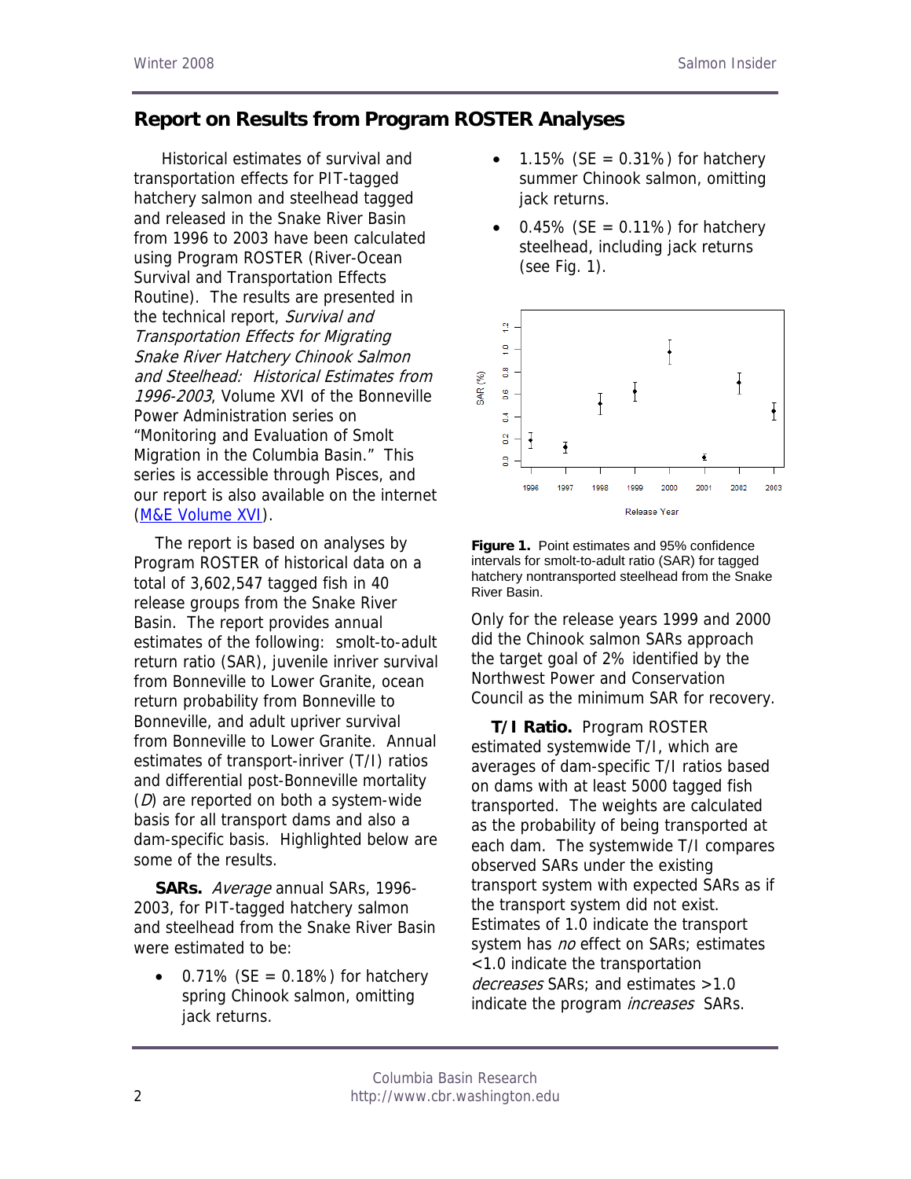## Report on Results from Program ROSTER Analyses

Historical estimates of survival and transportation effects for PIT-tagged hatchery salmon and steelhead tagged and released in the Snake River Basin from 1996 to 2003 have been calculated using Program ROSTER (River-Ocean Survival and Transportation Effects Routine). The results are presented in the technical report, *Survival and Transportation Effects for Migrating Snake River Hatchery Chinook Salmon and Steelhead: Historical Estimates from 1996-2003*, Volume XVI of the Bonneville Power Administration series on "Monitoring and Evaluation of Smolt Migration in the Columbia Basin." This series is accessible through Pisces, and our report is also available on the internet (M&E Volume XVI).

The report is based on analyses by Program ROSTER of historical data on a total of 3,602,547 tagged fish in 40 release groups from the Snake River Basin. The report provides annual estimates of the following: smolt-to-adult return ratio (SAR), juvenile inriver survival from Bonneville to Lower Granite, ocean return probability from Bonneville to Bonneville, and adult upriver survival from Bonneville to Lower Granite. Annual estimates of transport-inriver (T/I) ratios and differential post-Bonneville mortality (*D*) are reported on both a system-wide basis for all transport dams and also a dam-specific basis. Highlighted below are some of the results.

**SARs.** *Average* annual SARs, 1996-2003, for PIT-tagged hatchery salmon and steelhead from the Snake River Basin were estimated to be:

- 0.71% (SE = 0.18%) for hatchery spring Chinook salmon, omitting jack returns.
- 1.15% (SE = 0.31%) for hatchery summer Chinook salmon, omitting jack returns.
- 0.45% (SE = 0.11%) for hatchery steelhead, including jack returns (see Fig. 1).

SAR (%)

0.0 0.2 0.4 0.6 0.8 1.0 1.2

1996 1997 1998 1999 2000 2001 2002 2003

Release Year

**Figure 1.** Point estimates and 95% confidence intervals for smolt-to-adult ratio (SAR) for tagged hatchery nontransported steelhead from the Snake River Basin.

Only for the release years 1999 and 2000 did the Chinook salmon SARs approach the target goal of 2% identified by the Northwest Power and Conservation Council as the minimum SAR for recovery.

**T/I Ratio.** Program ROSTER estimated systemwide T/I, which are averages of dam-specific T/I ratios based on dams with at least 5000 tagged fish transported. The weights are calculated as the probability of being transported at each dam. The systemwide T/I compares observed SARs under the existing transport system with expected SARs as if the transport system did not exist. Estimates of 1.0 indicate the transport system has *no* effect on SARs; estimates <1.0 indicate the transportation *decreases* SARs; and estimates >1.0 indicate the program *increases* SARs.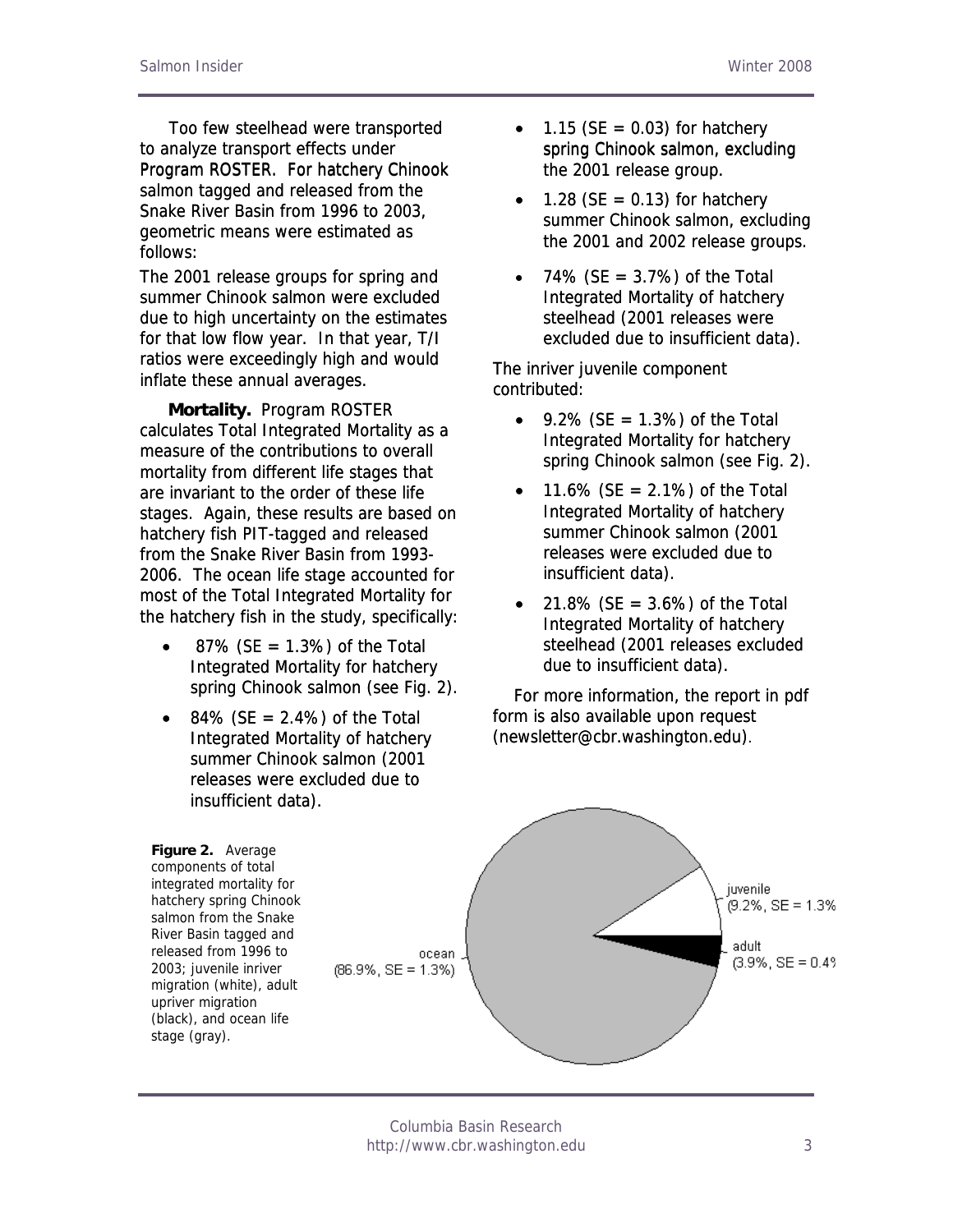Too few steelhead were transported to analyze transport effects under Program ROSTER. For hatchery Chinook salmon tagged and released from the Snake River Basin from 1996 to 2003, geometric means were estimated as follows:

The 2001 release groups for spring and summer Chinook salmon were excluded due to high uncertainty on the estimates for that low flow year. In that year, T/I ratios were exceedingly high and would inflate these annual averages.

**Mortality.** Program ROSTER calculates Total Integrated Mortality as a measure of the contributions to overall mortality from different life stages that are invariant to the order of these life stages. Again, these results are based on hatchery fish PIT-tagged and released from the Snake River Basin from 1993-2006. The ocean life stage accounted for most of the Total Integrated Mortality for the hatchery fish in the study, specifically:

- 87% (SE = 1.3%) of the Total Integrated Mortality for hatchery spring Chinook salmon (see Fig. 2).
- 84% (SE = 2.4%) of the Total Integrated Mortality of hatchery summer Chinook salmon (2001 releases were excluded due to insufficient data).
- 1.15 (SE = 0.03) for hatchery spring Chinook salmon, excluding the 2001 release group.
- 1.28 (SE = 0.13) for hatchery summer Chinook salmon, excluding the 2001 and 2002 release groups.
- 74% (SE = 3.7%) of the Total Integrated Mortality of hatchery steelhead (2001 releases were excluded due to insufficient data).

The inriver juvenile component contributed:

- 9.2% (SE = 1.3%) of the Total Integrated Mortality for hatchery spring Chinook salmon (see Fig. 2).
- 11.6% (SE = 2.1%) of the Total Integrated Mortality of hatchery summer Chinook salmon (2001 releases were excluded due to insufficient data).
- 21.8% (SE = 3.6%) of the Total Integrated Mortality of hatchery steelhead (2001 releases excluded due to insufficient data).

For more information, the report in pdf form is also available upon request (newsletter@cbr.washington.edu).

juvenile
(9.2%, SE = 1.3%

adult
(3.9%, SE = 0.4%

ocean
(86.9%, SE = 1.3%)

**Figure 2.** Average components of total integrated mortality for hatchery spring Chinook salmon from the Snake River Basin tagged and released from 1996 to 2003; juvenile inriver migration (white), adult upriver migration (black), and ocean life stage (gray).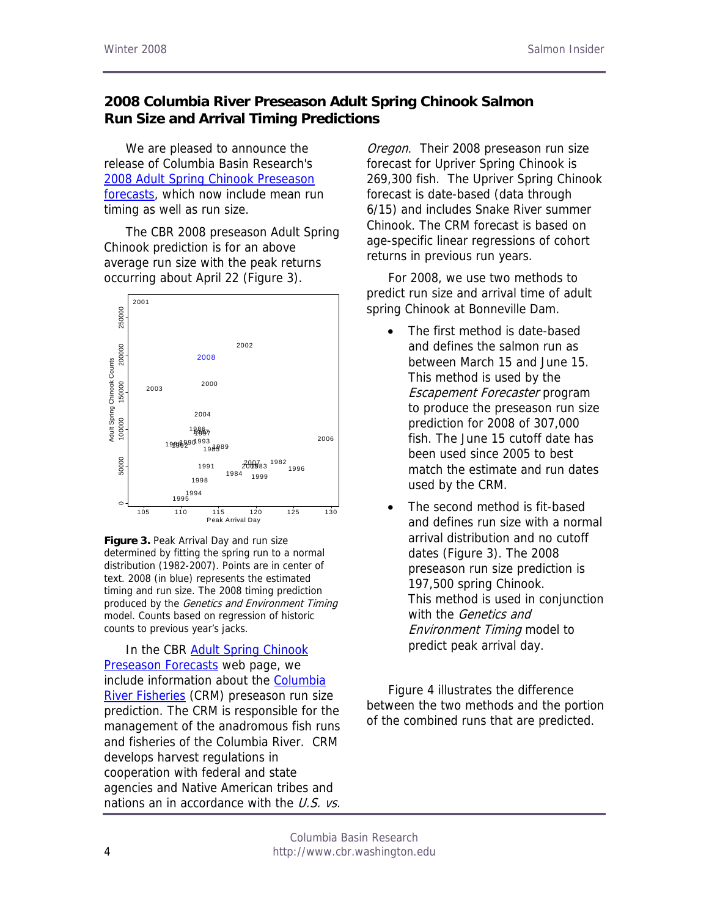## 2008 Columbia River Preseason Adult Spring Chinook Salmon Run Size and Arrival Timing Predictions

We are pleased to announce the release of Columbia Basin Research's 2008 Adult Spring Chinook Preseason forecasts, which now include mean run timing as well as run size.

The CBR 2008 preseason Adult Spring Chinook prediction is for an above average run size with the peak returns occurring about April 22 (Figure 3).

Adult Spring Chinook Counts
0
50000
100000
150000
200000
250000
Peak Arrival Day
105
110
115
120
125
130
2001
2002
2008
2003
2000
2004
1986
1987
1988
1990
1992
1993
1985
1989
2006
1991
2007
2005
1983
1982
1996
1984
1999
1998
1994
1995

**Figure 3.** Peak Arrival Day and run size determined by fitting the spring run to a normal distribution (1982-2007). Points are in center of text. 2008 (in blue) represents the estimated timing and run size. The 2008 timing prediction produced by the *Genetics and Environment Timing* model. Counts based on regression of historic counts to previous year's jacks.

In the CBR Adult Spring Chinook Preseason Forecasts web page, we include information about the Columbia River Fisheries (CRM) preseason run size prediction. The CRM is responsible for the management of the anadromous fish runs and fisheries of the Columbia River. CRM develops harvest regulations in cooperation with federal and state agencies and Native American tribes and nations an in accordance with the *U.S. vs. Oregon*. Their 2008 preseason run size forecast for Upriver Spring Chinook is 269,300 fish. The Upriver Spring Chinook forecast is date-based (data through 6/15) and includes Snake River summer Chinook. The CRM forecast is based on age-specific linear regressions of cohort returns in previous run years.

For 2008, we use two methods to predict run size and arrival time of adult spring Chinook at Bonneville Dam.

- The first method is date-based and defines the salmon run as between March 15 and June 15. This method is used by the *Escapement Forecaster* program to produce the preseason run size prediction for 2008 of 307,000 fish. The June 15 cutoff date has been used since 2005 to best match the estimate and run dates used by the CRM.
- The second method is fit-based and defines run size with a normal arrival distribution and no cutoff dates (Figure 3). The 2008 preseason run size prediction is 197,500 spring Chinook. This method is used in conjunction with the *Genetics and Environment Timing* model to predict peak arrival day.

Figure 4 illustrates the difference between the two methods and the portion of the combined runs that are predicted.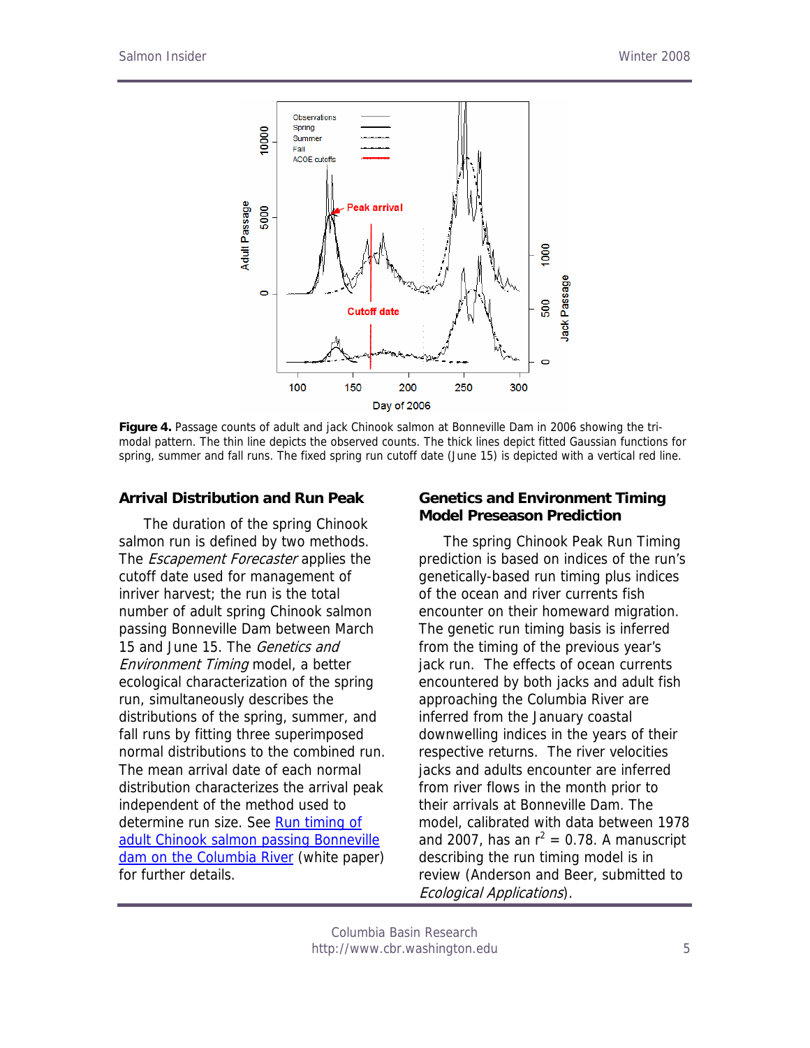Observations
Spring
Summer
Fall
ACOE cutoffs

Peak arrival

Cutoff date

Adult Passage

0
5000
10000

Jack Passage

0
500
1000

100
150
200
250
300

Day of 2006

**Figure 4.** Passage counts of adult and jack Chinook salmon at Bonneville Dam in 2006 showing the tri-modal pattern. The thin line depicts the observed counts. The thick lines depict fitted Gaussian functions for spring, summer and fall runs. The fixed spring run cutoff date (June 15) is depicted with a vertical red line.

### Arrival Distribution and Run Peak

The duration of the spring Chinook salmon run is defined by two methods. The *Escapement Forecaster* applies the cutoff date used for management of inriver harvest; the run is the total number of adult spring Chinook salmon passing Bonneville Dam between March 15 and June 15. The *Genetics and Environment Timing* model, a better ecological characterization of the spring run, simultaneously describes the distributions of the spring, summer, and fall runs by fitting three superimposed normal distributions to the combined run. The mean arrival date of each normal distribution characterizes the arrival peak independent of the method used to determine run size. See Run timing of adult Chinook salmon passing Bonneville dam on the Columbia River (white paper) for further details.

### Genetics and Environment Timing Model Preseason Prediction

The spring Chinook Peak Run Timing prediction is based on indices of the run's genetically-based run timing plus indices of the ocean and river currents fish encounter on their homeward migration. The genetic run timing basis is inferred from the timing of the previous year's jack run. The effects of ocean currents encountered by both jacks and adult fish approaching the Columbia River are inferred from the January coastal downwelling indices in the years of their respective returns. The river velocities jacks and adults encounter are inferred from river flows in the month prior to their arrivals at Bonneville Dam. The model, calibrated with data between 1978 and 2007, has an $r^2$ = 0.78. A manuscript describing the run timing model is in review (Anderson and Beer, submitted to *Ecological Applications*).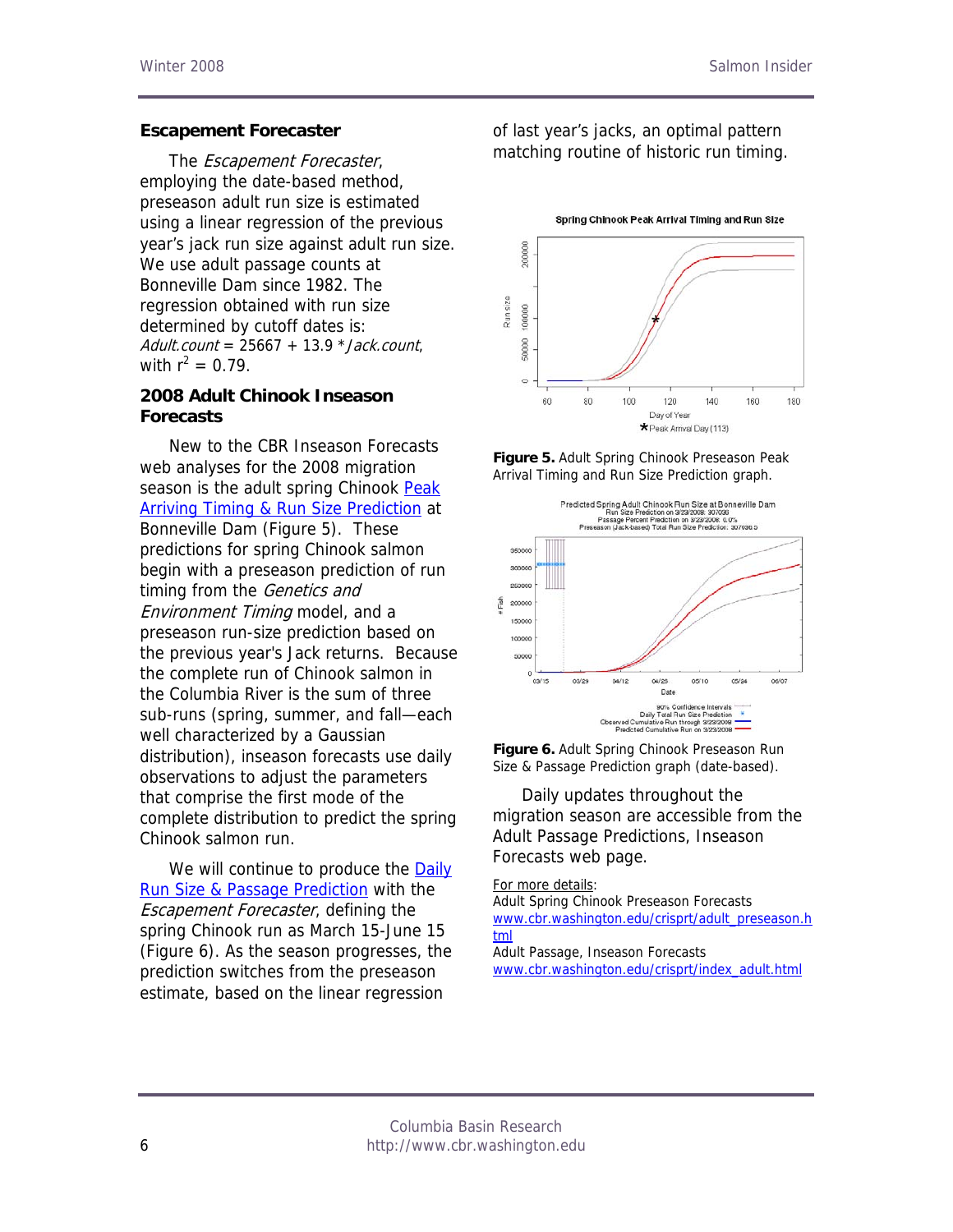## Escapement Forecaster

The *Escapement Forecaster*, employing the date-based method, preseason adult run size is estimated using a linear regression of the previous year's jack run size against adult run size. We use adult passage counts at Bonneville Dam since 1982. The regression obtained with run size determined by cutoff dates is: *Adult.count* = 25667 + 13.9 \* *Jack.count*, with $r^2 = 0.79$.

## 2008 Adult Chinook Inseason Forecasts

New to the CBR Inseason Forecasts web analyses for the 2008 migration season is the adult spring Chinook Peak Arriving Timing & Run Size Prediction at Bonneville Dam (Figure 5). These predictions for spring Chinook salmon begin with a preseason prediction of run timing from the *Genetics and Environment Timing* model, and a preseason run-size prediction based on the previous year's Jack returns. Because the complete run of Chinook salmon in the Columbia River is the sum of three sub-runs (spring, summer, and fall—each well characterized by a Gaussian distribution), inseason forecasts use daily observations to adjust the parameters that comprise the first mode of the complete distribution to predict the spring Chinook salmon run.

We will continue to produce the Daily Run Size & Passage Prediction with the *Escapement Forecaster*, defining the spring Chinook run as March 15-June 15 (Figure 6). As the season progresses, the prediction switches from the preseason estimate, based on the linear regression of last year's jacks, an optimal pattern matching routine of historic run timing.

Spring Chinook Peak Arrival Timing and Run Size

Run size

0
50000
100000
200000

60
80
100
120
140
160
180

Day of Year

\* Peak Arrival Day (113)

**Figure 5.** Adult Spring Chinook Preseason Peak Arrival Timing and Run Size Prediction graph.

Predicted Spring Adult Chinook Run Size at Bonneville Dam
Run Size Prediction on 3/23/2008: 307036
Passage Percent Prediction on 3/23/2008: 0.0%
Preseason (Jack-based) Total Run Size Prediction: 307036.5

\# Fish

0
50000
100000
150000
200000
250000
300000
350000

03/15
03/29
04/12
04/26
05/10
05/24
06/07

Date

90% Confidence Intervals
Daily Total Run Size Prediction
Observed Cumulative Run through 3/23/2008
Predicted Cumulative Run on 3/23/2008

**Figure 6.** Adult Spring Chinook Preseason Run Size & Passage Prediction graph (date-based).

Daily updates throughout the migration season are accessible from the Adult Passage Predictions, Inseason Forecasts web page.

For more details:
Adult Spring Chinook Preseason Forecasts
www.cbr.washington.edu/crisprt/adult_preseason.html
Adult Passage, Inseason Forecasts
www.cbr.washington.edu/crisprt/index_adult.html